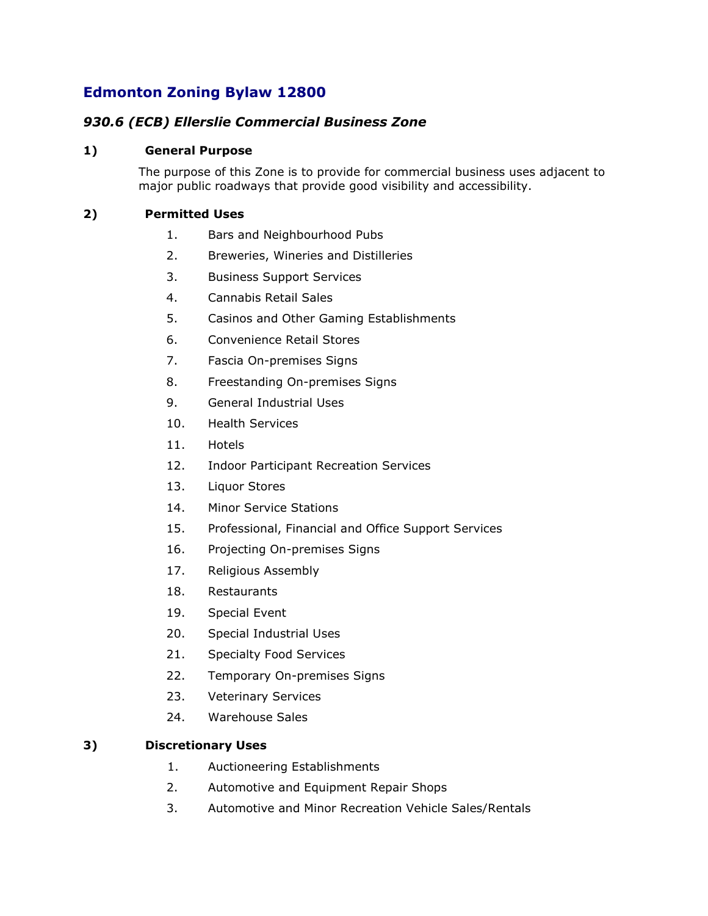# Edmonton Zoning Bylaw 12800

## *930.6 (ECB) Ellerslie Commercial Business Zone*

### 1) General Purpose

The purpose of this Zone is to provide for commercial business uses adjacent to major public roadways that provide good visibility and accessibility.

### 2) Permitted Uses

1. Bars and Neighbourhood Pubs
2. Breweries, Wineries and Distilleries
3. Business Support Services
4. Cannabis Retail Sales
5. Casinos and Other Gaming Establishments
6. Convenience Retail Stores
7. Fascia On-premises Signs
8. Freestanding On-premises Signs
9. General Industrial Uses
10. Health Services
11. Hotels
12. Indoor Participant Recreation Services
13. Liquor Stores
14. Minor Service Stations
15. Professional, Financial and Office Support Services
16. Projecting On-premises Signs
17. Religious Assembly
18. Restaurants
19. Special Event
20. Special Industrial Uses
21. Specialty Food Services
22. Temporary On-premises Signs
23. Veterinary Services
24. Warehouse Sales

### 3) Discretionary Uses

1. Auctioneering Establishments
2. Automotive and Equipment Repair Shops
3. Automotive and Minor Recreation Vehicle Sales/Rentals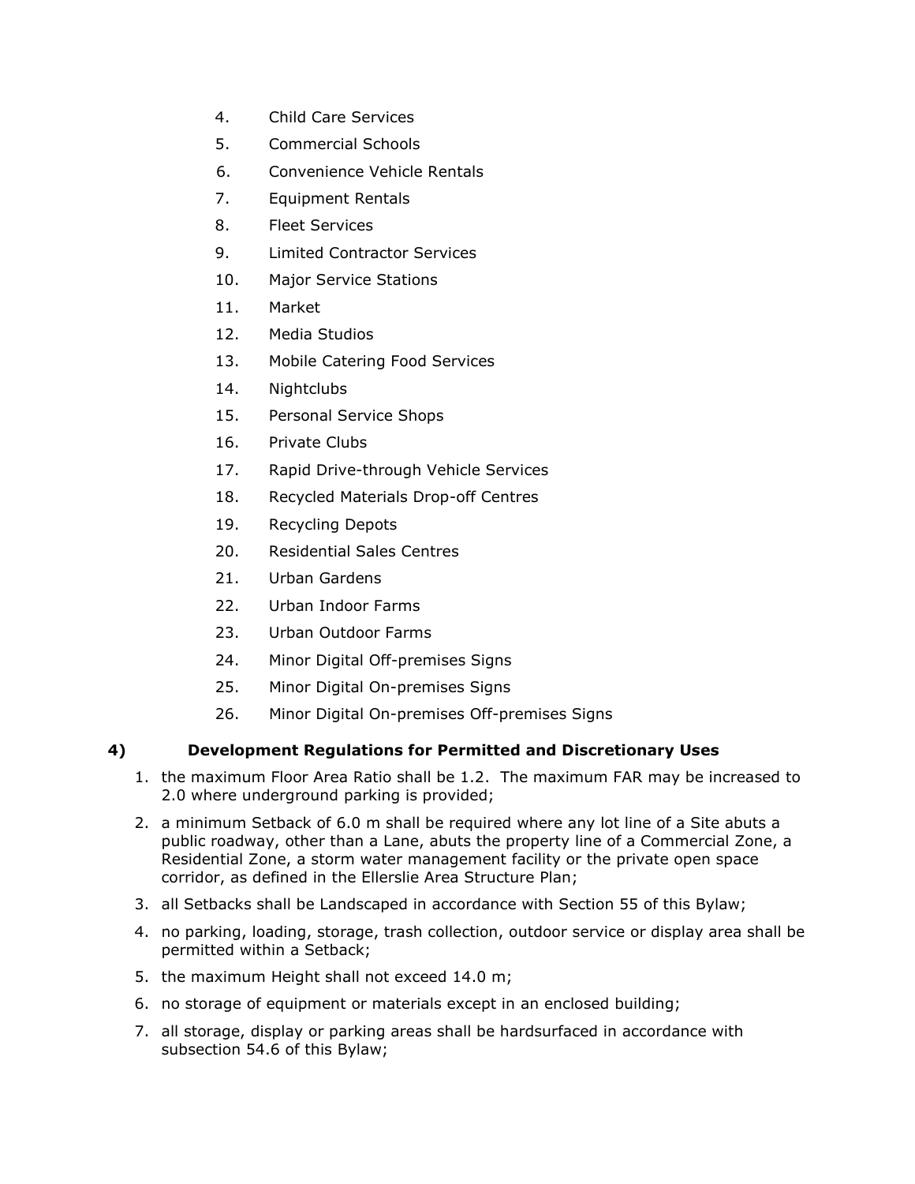4. Child Care Services
5. Commercial Schools
6. Convenience Vehicle Rentals
7. Equipment Rentals
8. Fleet Services
9. Limited Contractor Services
10. Major Service Stations
11. Market
12. Media Studios
13. Mobile Catering Food Services
14. Nightclubs
15. Personal Service Shops
16. Private Clubs
17. Rapid Drive-through Vehicle Services
18. Recycled Materials Drop-off Centres
19. Recycling Depots
20. Residential Sales Centres
21. Urban Gardens
22. Urban Indoor Farms
23. Urban Outdoor Farms
24. Minor Digital Off-premises Signs
25. Minor Digital On-premises Signs
26. Minor Digital On-premises Off-premises Signs

### 4) Development Regulations for Permitted and Discretionary Uses

1. the maximum Floor Area Ratio shall be 1.2. The maximum FAR may be increased to 2.0 where underground parking is provided;
2. a minimum Setback of 6.0 m shall be required where any lot line of a Site abuts a public roadway, other than a Lane, abuts the property line of a Commercial Zone, a Residential Zone, a storm water management facility or the private open space corridor, as defined in the Ellerslie Area Structure Plan;
3. all Setbacks shall be Landscaped in accordance with Section 55 of this Bylaw;
4. no parking, loading, storage, trash collection, outdoor service or display area shall be permitted within a Setback;
5. the maximum Height shall not exceed 14.0 m;
6. no storage of equipment or materials except in an enclosed building;
7. all storage, display or parking areas shall be hardsurfaced in accordance with subsection 54.6 of this Bylaw;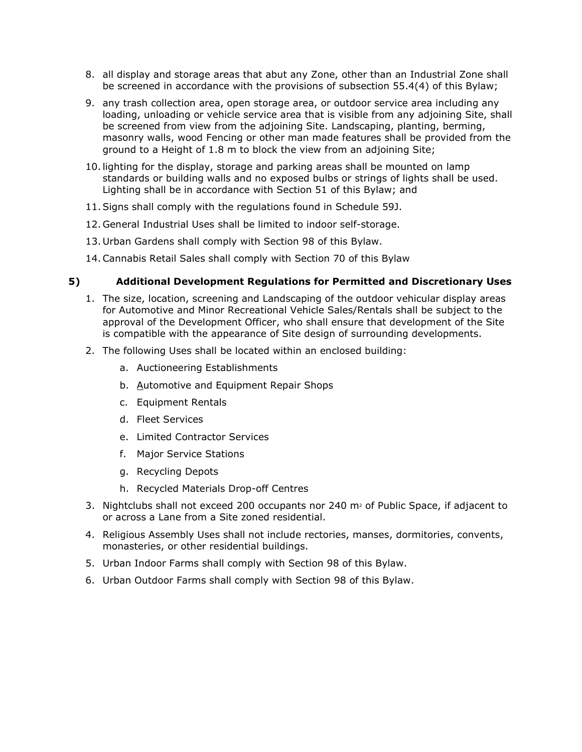8. all display and storage areas that abut any Zone, other than an Industrial Zone shall be screened in accordance with the provisions of subsection 55.4(4) of this Bylaw;
9. any trash collection area, open storage area, or outdoor service area including any loading, unloading or vehicle service area that is visible from any adjoining Site, shall be screened from view from the adjoining Site. Landscaping, planting, berming, masonry walls, wood Fencing or other man made features shall be provided from the ground to a Height of 1.8 m to block the view from an adjoining Site;
10. lighting for the display, storage and parking areas shall be mounted on lamp standards or building walls and no exposed bulbs or strings of lights shall be used. Lighting shall be in accordance with Section 51 of this Bylaw; and
11. Signs shall comply with the regulations found in Schedule 59J.
12. General Industrial Uses shall be limited to indoor self-storage.
13. Urban Gardens shall comply with Section 98 of this Bylaw.
14. Cannabis Retail Sales shall comply with Section 70 of this Bylaw

### 5) Additional Development Regulations for Permitted and Discretionary Uses

1. The size, location, screening and Landscaping of the outdoor vehicular display areas for Automotive and Minor Recreational Vehicle Sales/Rentals shall be subject to the approval of the Development Officer, who shall ensure that development of the Site is compatible with the appearance of Site design of surrounding developments.
2. The following Uses shall be located within an enclosed building:
    a. Auctioneering Establishments
    b. Automotive and Equipment Repair Shops
    c. Equipment Rentals
    d. Fleet Services
    e. Limited Contractor Services
    f. Major Service Stations
    g. Recycling Depots
    h. Recycled Materials Drop-off Centres
3. Nightclubs shall not exceed 200 occupants nor 240 $m^2$ of Public Space, if adjacent to or across a Lane from a Site zoned residential.
4. Religious Assembly Uses shall not include rectories, manses, dormitories, convents, monasteries, or other residential buildings.
5. Urban Indoor Farms shall comply with Section 98 of this Bylaw.
6. Urban Outdoor Farms shall comply with Section 98 of this Bylaw.